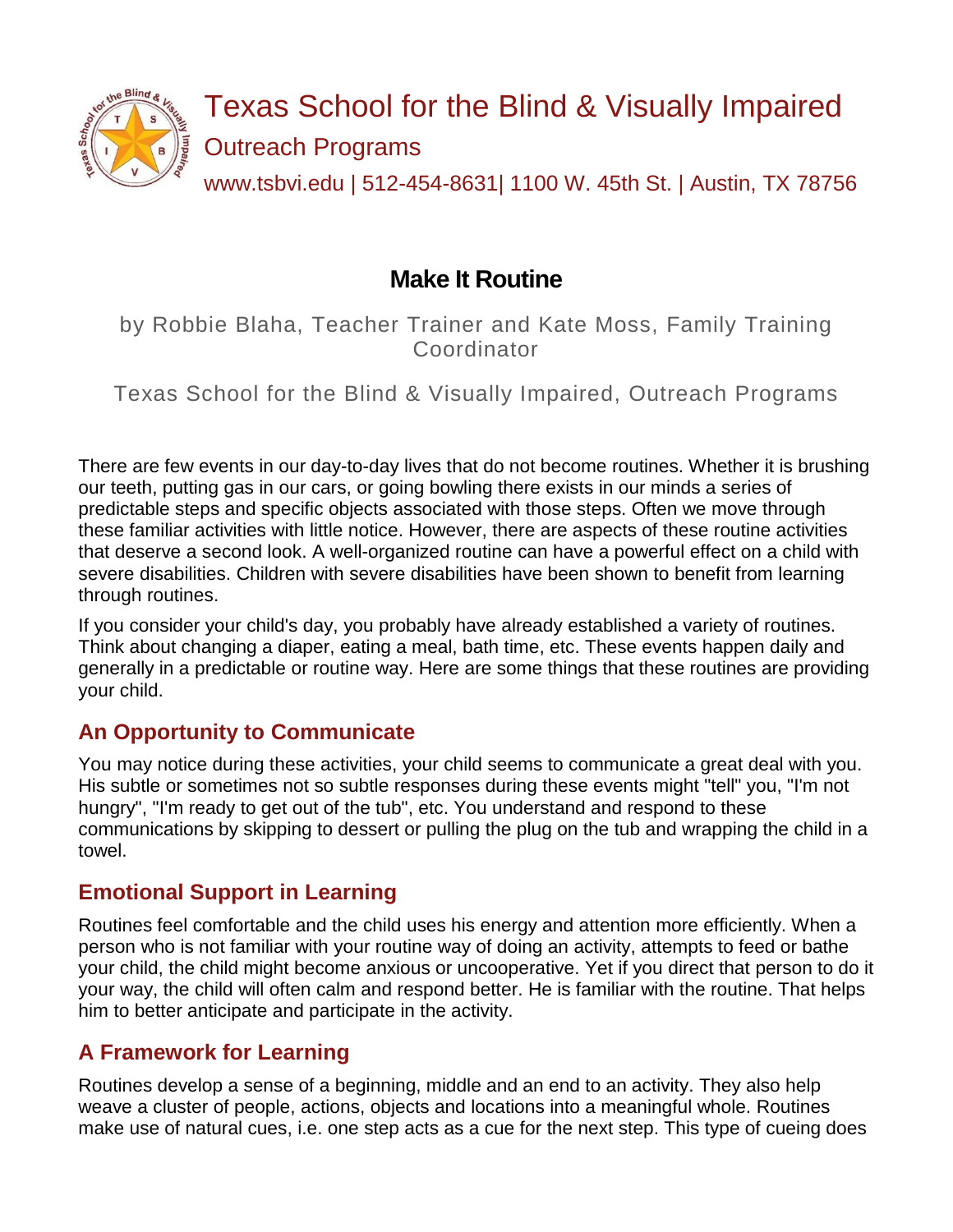# Texas School for the Blind & Visually Impaired

## Outreach Programs

www.tsbvi.edu | 512-454-8631| 1100 W. 45th St. | Austin, TX 78756

# Make It Routine

by Robbie Blaha, Teacher Trainer and Kate Moss, Family Training Coordinator

Texas School for the Blind & Visually Impaired, Outreach Programs

There are few events in our day-to-day lives that do not become routines. Whether it is brushing our teeth, putting gas in our cars, or going bowling there exists in our minds a series of predictable steps and specific objects associated with those steps. Often we move through these familiar activities with little notice. However, there are aspects of these routine activities that deserve a second look. A well-organized routine can have a powerful effect on a child with severe disabilities. Children with severe disabilities have been shown to benefit from learning through routines.

If you consider your child's day, you probably have already established a variety of routines. Think about changing a diaper, eating a meal, bath time, etc. These events happen daily and generally in a predictable or routine way. Here are some things that these routines are providing your child.

## An Opportunity to Communicate

You may notice during these activities, your child seems to communicate a great deal with you. His subtle or sometimes not so subtle responses during these events might "tell" you, "I'm not hungry", "I'm ready to get out of the tub", etc. You understand and respond to these communications by skipping to dessert or pulling the plug on the tub and wrapping the child in a towel.

## Emotional Support in Learning

Routines feel comfortable and the child uses his energy and attention more efficiently. When a person who is not familiar with your routine way of doing an activity, attempts to feed or bathe your child, the child might become anxious or uncooperative. Yet if you direct that person to do it your way, the child will often calm and respond better. He is familiar with the routine. That helps him to better anticipate and participate in the activity.

## A Framework for Learning

Routines develop a sense of a beginning, middle and an end to an activity. They also help weave a cluster of people, actions, objects and locations into a meaningful whole. Routines make use of natural cues, i.e. one step acts as a cue for the next step. This type of cueing does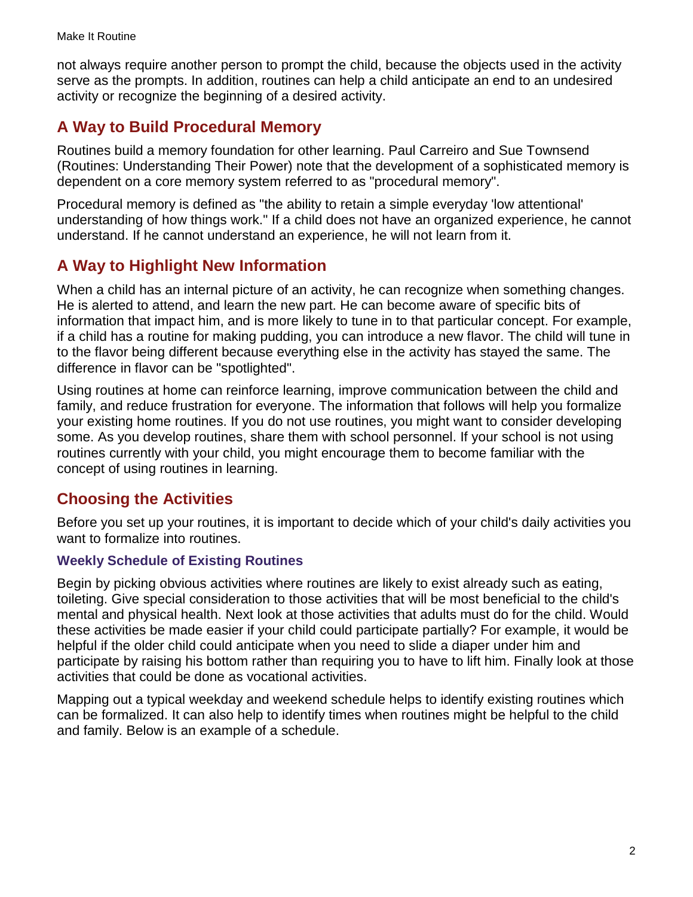not always require another person to prompt the child, because the objects used in the activity serve as the prompts. In addition, routines can help a child anticipate an end to an undesired activity or recognize the beginning of a desired activity.

## A Way to Build Procedural Memory

Routines build a memory foundation for other learning. Paul Carreiro and Sue Townsend (Routines: Understanding Their Power) note that the development of a sophisticated memory is dependent on a core memory system referred to as "procedural memory".

Procedural memory is defined as "the ability to retain a simple everyday 'low attentional' understanding of how things work." If a child does not have an organized experience, he cannot understand. If he cannot understand an experience, he will not learn from it.

## A Way to Highlight New Information

When a child has an internal picture of an activity, he can recognize when something changes. He is alerted to attend, and learn the new part. He can become aware of specific bits of information that impact him, and is more likely to tune in to that particular concept. For example, if a child has a routine for making pudding, you can introduce a new flavor. The child will tune in to the flavor being different because everything else in the activity has stayed the same. The difference in flavor can be "spotlighted".

Using routines at home can reinforce learning, improve communication between the child and family, and reduce frustration for everyone. The information that follows will help you formalize your existing home routines. If you do not use routines, you might want to consider developing some. As you develop routines, share them with school personnel. If your school is not using routines currently with your child, you might encourage them to become familiar with the concept of using routines in learning.

## Choosing the Activities

Before you set up your routines, it is important to decide which of your child's daily activities you want to formalize into routines.

### Weekly Schedule of Existing Routines

Begin by picking obvious activities where routines are likely to exist already such as eating, toileting. Give special consideration to those activities that will be most beneficial to the child's mental and physical health. Next look at those activities that adults must do for the child. Would these activities be made easier if your child could participate partially? For example, it would be helpful if the older child could anticipate when you need to slide a diaper under him and participate by raising his bottom rather than requiring you to have to lift him. Finally look at those activities that could be done as vocational activities.

Mapping out a typical weekday and weekend schedule helps to identify existing routines which can be formalized. It can also help to identify times when routines might be helpful to the child and family. Below is an example of a schedule.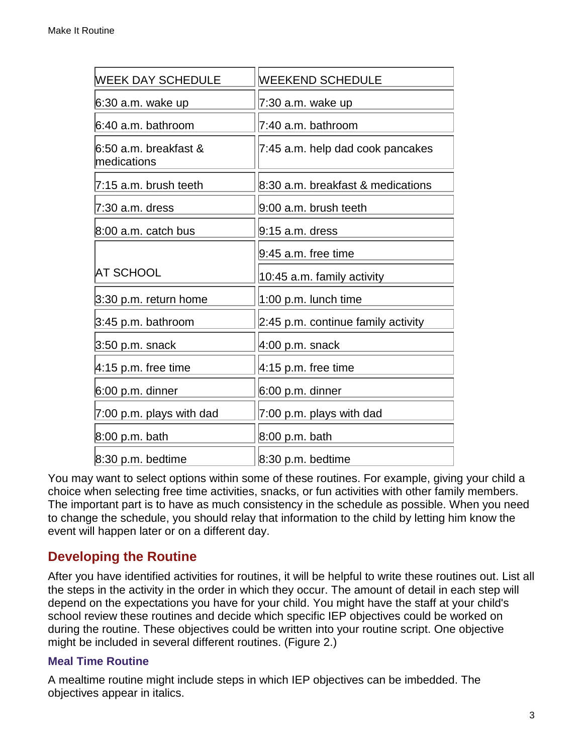| WEEK DAY SCHEDULE | WEEKEND SCHEDULE |
|---|---|
| 6:30 a.m. wake up | 7:30 a.m. wake up |
| 6:40 a.m. bathroom | 7:40 a.m. bathroom |
| 6:50 a.m. breakfast & medications | 7:45 a.m. help dad cook pancakes |
| 7:15 a.m. brush teeth | 8:30 a.m. breakfast & medications |
| 7:30 a.m. dress | 9:00 a.m. brush teeth |
| 8:00 a.m. catch bus | 9:15 a.m. dress |
| AT SCHOOL | 9:45 a.m. free time |
| | 10:45 a.m. family activity |
| 3:30 p.m. return home | 1:00 p.m. lunch time |
| 3:45 p.m. bathroom | 2:45 p.m. continue family activity |
| 3:50 p.m. snack | 4:00 p.m. snack |
| 4:15 p.m. free time | 4:15 p.m. free time |
| 6:00 p.m. dinner | 6:00 p.m. dinner |
| 7:00 p.m. plays with dad | 7:00 p.m. plays with dad |
| 8:00 p.m. bath | 8:00 p.m. bath |
| 8:30 p.m. bedtime | 8:30 p.m. bedtime |

You may want to select options within some of these routines. For example, giving your child a choice when selecting free time activities, snacks, or fun activities with other family members. The important part is to have as much consistency in the schedule as possible. When you need to change the schedule, you should relay that information to the child by letting him know the event will happen later or on a different day.

## Developing the Routine

After you have identified activities for routines, it will be helpful to write these routines out. List all the steps in the activity in the order in which they occur. The amount of detail in each step will depend on the expectations you have for your child. You might have the staff at your child's school review these routines and decide which specific IEP objectives could be worked on during the routine. These objectives could be written into your routine script. One objective might be included in several different routines. (Figure 2.)

### Meal Time Routine

A mealtime routine might include steps in which IEP objectives can be imbedded. The objectives appear in italics.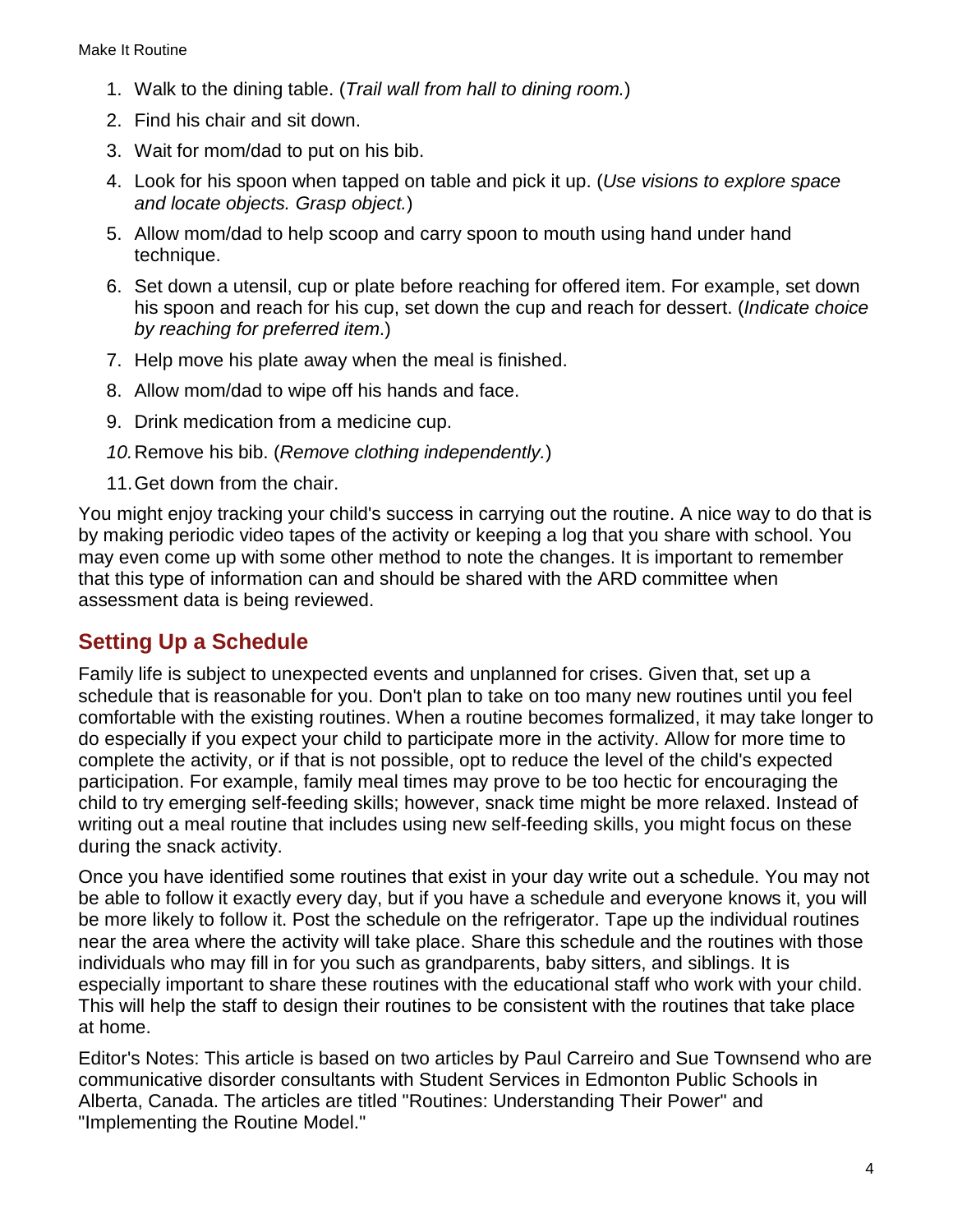1. Walk to the dining table. (*Trail wall from hall to dining room.*)
2. Find his chair and sit down.
3. Wait for mom/dad to put on his bib.
4. Look for his spoon when tapped on table and pick it up. (*Use visions to explore space and locate objects. Grasp object.*)
5. Allow mom/dad to help scoop and carry spoon to mouth using hand under hand technique.
6. Set down a utensil, cup or plate before reaching for offered item. For example, set down his spoon and reach for his cup, set down the cup and reach for dessert. (*Indicate choice by reaching for preferred item*.)
7. Help move his plate away when the meal is finished.
8. Allow mom/dad to wipe off his hands and face.
9. Drink medication from a medicine cup.
10. Remove his bib. (*Remove clothing independently.*)
11. Get down from the chair.

You might enjoy tracking your child's success in carrying out the routine. A nice way to do that is by making periodic video tapes of the activity or keeping a log that you share with school. You may even come up with some other method to note the changes. It is important to remember that this type of information can and should be shared with the ARD committee when assessment data is being reviewed.

## Setting Up a Schedule

Family life is subject to unexpected events and unplanned for crises. Given that, set up a schedule that is reasonable for you. Don't plan to take on too many new routines until you feel comfortable with the existing routines. When a routine becomes formalized, it may take longer to do especially if you expect your child to participate more in the activity. Allow for more time to complete the activity, or if that is not possible, opt to reduce the level of the child's expected participation. For example, family meal times may prove to be too hectic for encouraging the child to try emerging self-feeding skills; however, snack time might be more relaxed. Instead of writing out a meal routine that includes using new self-feeding skills, you might focus on these during the snack activity.

Once you have identified some routines that exist in your day write out a schedule. You may not be able to follow it exactly every day, but if you have a schedule and everyone knows it, you will be more likely to follow it. Post the schedule on the refrigerator. Tape up the individual routines near the area where the activity will take place. Share this schedule and the routines with those individuals who may fill in for you such as grandparents, baby sitters, and siblings. It is especially important to share these routines with the educational staff who work with your child. This will help the staff to design their routines to be consistent with the routines that take place at home.

Editor's Notes: This article is based on two articles by Paul Carreiro and Sue Townsend who are communicative disorder consultants with Student Services in Edmonton Public Schools in Alberta, Canada. The articles are titled "Routines: Understanding Their Power" and "Implementing the Routine Model."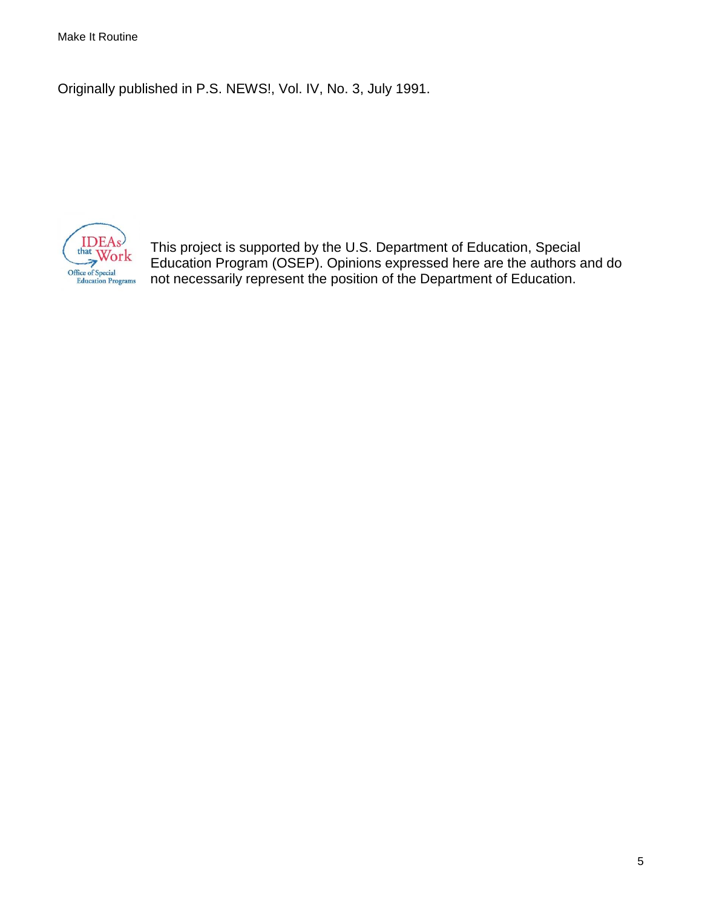Originally published in P.S. NEWS!, Vol. IV, No. 3, July 1991.

This project is supported by the U.S. Department of Education, Special Education Program (OSEP). Opinions expressed here are the authors and do not necessarily represent the position of the Department of Education.